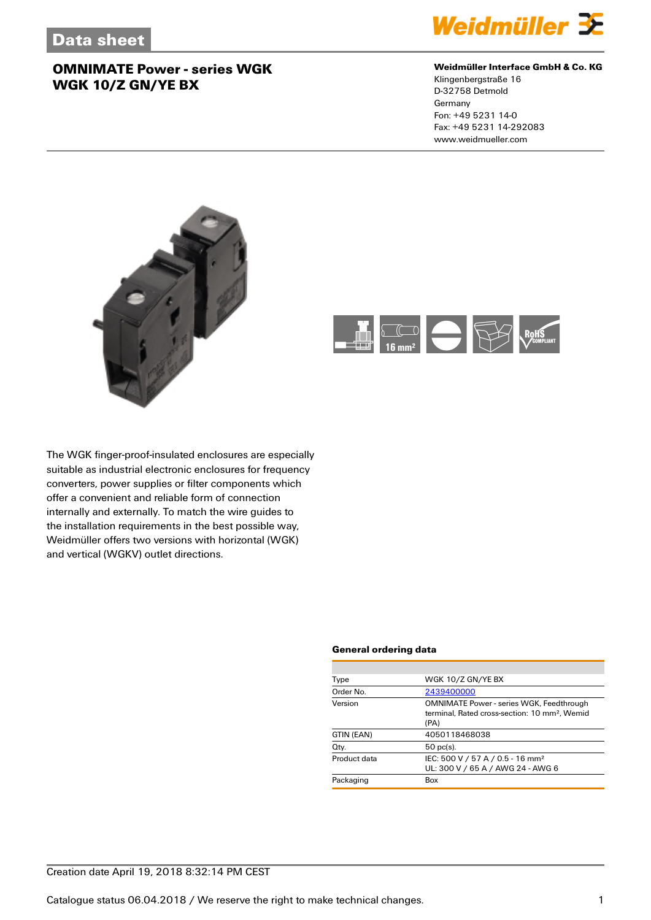Data sheet

# OMNIMATE Power - series WGK
# WGK 10/Z GN/YE BX

**Weidmüller Interface GmbH & Co. KG**
Klingenbergstraße 16
D-32758 Detmold
Germany
Fon: +49 5231 14-0
Fax: +49 5231 14-292083
www.weidmueller.com

The WGK finger-proof-insulated enclosures are especially suitable as industrial electronic enclosures for frequency converters, power supplies or filter components which offer a convenient and reliable form of connection internally and externally. To match the wire guides to the installation requirements in the best possible way, Weidmüller offers two versions with horizontal (WGK) and vertical (WGKV) outlet directions.

### General ordering data

| | |
|---|---|
| Type | WGK 10/Z GN/YE BX |
| Order No. | 2439400000 |
| Version | OMNIMATE Power - series WGK, Feedthrough terminal, Rated cross-section: 10 mm², Wemid (PA) |
| GTIN (EAN) | 4050118468038 |
| Qty. | 50 pc(s). |
| Product data | IEC: 500 V / 57 A / 0.5 - 16 mm²<br>UL: 300 V / 65 A / AWG 24 - AWG 6 |
| Packaging | Box |

Creation date April 19, 2018 8:32:14 PM CEST

Catalogue status 06.04.2018 / We reserve the right to make technical changes.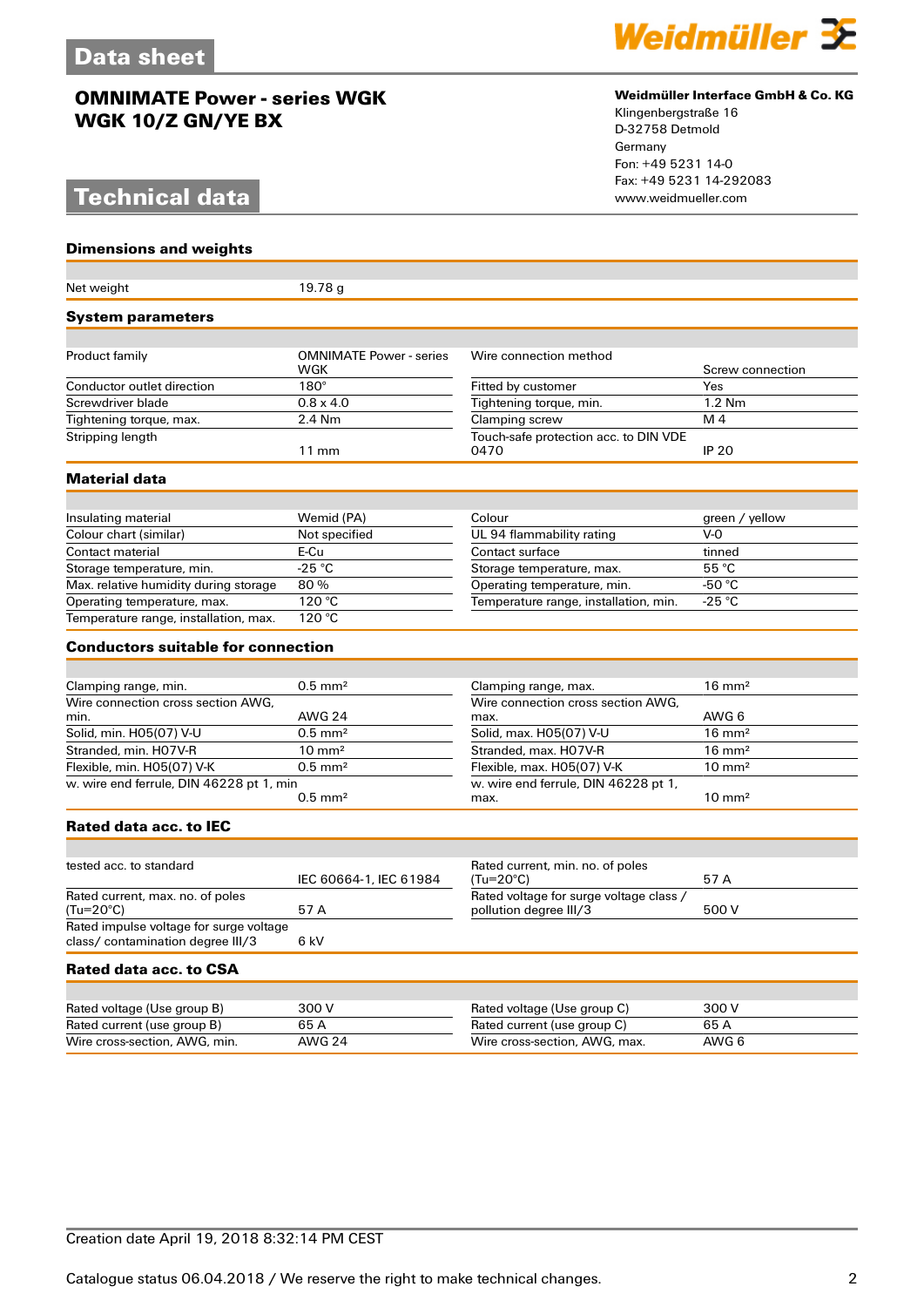# Data sheet

## OMNIMATE Power - series WGK
## WGK 10/Z GN/YE BX

**Weidmüller Interface GmbH & Co. KG**
Klingenbergstraße 16
D-32758 Detmold
Germany
Fon: +49 5231 14-0
Fax: +49 5231 14-292083
www.weidmueller.com

# Technical data

### Dimensions and weights

| | | | |
|---|---|---|---|
| Net weight | 19.78 g | | |

### System parameters

| | | | |
|---|---|---|---|
| Product family | OMNIMATE Power - series WGK | Wire connection method | Screw connection |
| Conductor outlet direction | 180° | Fitted by customer | Yes |
| Screwdriver blade | 0.8 x 4.0 | Tightening torque, min. | 1.2 Nm |
| Tightening torque, max. | 2.4 Nm | Clamping screw | M 4 |
| Stripping length | 11 mm | Touch-safe protection acc. to DIN VDE 0470 | IP 20 |

### Material data

| | | | |
|---|---|---|---|
| Insulating material | Wemid (PA) | Colour | green / yellow |
| Colour chart (similar) | Not specified | UL 94 flammability rating | V-0 |
| Contact material | E-Cu | Contact surface | tinned |
| Storage temperature, min. | -25 °C | Storage temperature, max. | 55 °C |
| Max. relative humidity during storage | 80 % | Operating temperature, min. | -50 °C |
| Operating temperature, max. | 120 °C | Temperature range, installation, min. | -25 °C |
| Temperature range, installation, max. | 120 °C | | |

### Conductors suitable for connection

| | | | |
|---|---|---|---|
| Clamping range, min. | 0.5 mm² | Clamping range, max. | 16 mm² |
| Wire connection cross section AWG, min. | AWG 24 | Wire connection cross section AWG, max. | AWG 6 |
| Solid, min. H05(07) V-U | 0.5 mm² | Solid, max. H05(07) V-U | 16 mm² |
| Stranded, min. H07V-R | 10 mm² | Stranded, max. H07V-R | 16 mm² |
| Flexible, min. H05(07) V-K | 0.5 mm² | Flexible, max. H05(07) V-K | 10 mm² |
| w. wire end ferrule, DIN 46228 pt 1, min | 0.5 mm² | w. wire end ferrule, DIN 46228 pt 1, max. | 10 mm² |

### Rated data acc. to IEC

| | | | |
|---|---|---|---|
| tested acc. to standard | IEC 60664-1, IEC 61984 | Rated current, min. no. of poles (Tu=20°C) | 57 A |
| Rated current, max. no. of poles (Tu=20°C) | 57 A | Rated voltage for surge voltage class / pollution degree III/3 | 500 V |
| Rated impulse voltage for surge voltage class/ contamination degree III/3 | 6 kV | | |

### Rated data acc. to CSA

| | | | |
|---|---|---|---|
| Rated voltage (Use group B) | 300 V | Rated voltage (Use group C) | 300 V |
| Rated current (use group B) | 65 A | Rated current (use group C) | 65 A |
| Wire cross-section, AWG, min. | AWG 24 | Wire cross-section, AWG, max. | AWG 6 |

Creation date April 19, 2018 8:32:14 PM CEST

Catalogue status 06.04.2018 / We reserve the right to make technical changes.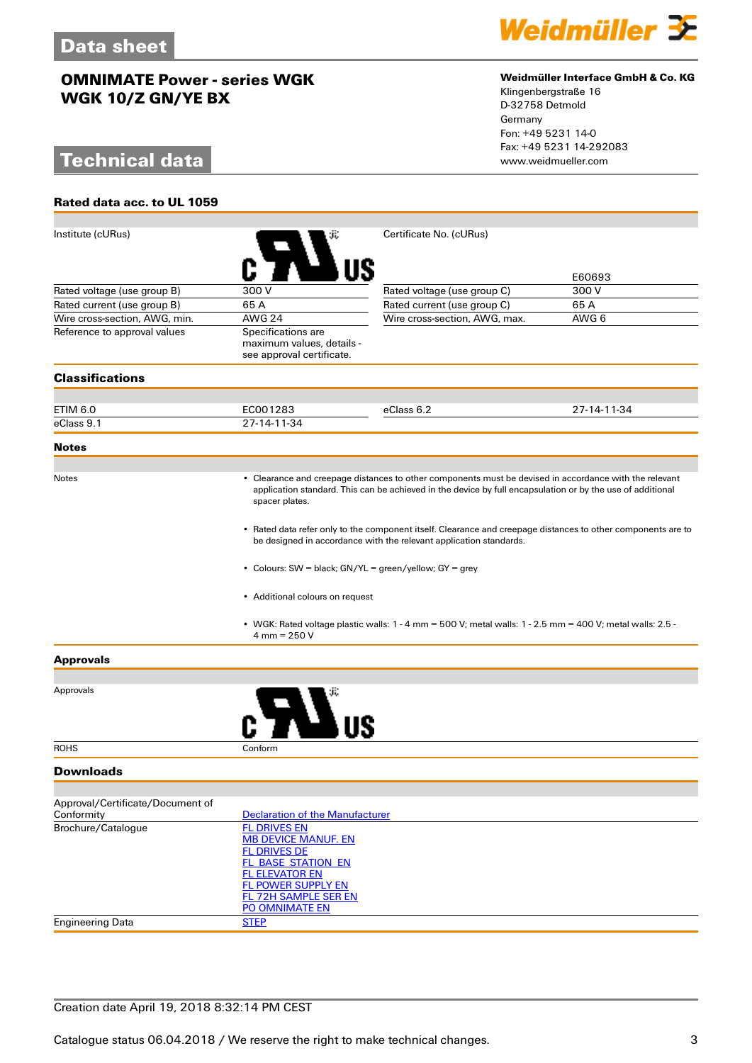# Data sheet

## OMNIMATE Power - series WGK
## WGK 10/Z GN/YE BX

**Weidmüller Interface GmbH & Co. KG**
Klingenbergstraße 16
D-32758 Detmold
Germany
Fon: +49 5231 14-0
Fax: +49 5231 14-292083
www.weidmueller.com

# Technical data

### Rated data acc. to UL 1059

| | | | |
|---|---|---|---|
| Institute (cURus) | | Certificate No. (cURus) | E60693 |
| Rated voltage (use group B) | 300 V | Rated voltage (use group C) | 300 V |
| Rated current (use group B) | 65 A | Rated current (use group C) | 65 A |
| Wire cross-section, AWG, min. | AWG 24 | Wire cross-section, AWG, max. | AWG 6 |
| Reference to approval values | Specifications are maximum values, details - see approval certificate. | | |

### Classifications

| | | | |
|---|---|---|---|
| ETIM 6.0 | EC001283 | eClass 6.2 | 27-14-11-34 |
| eClass 9.1 | 27-14-11-34 | | |

### Notes

Notes

- Clearance and creepage distances to other components must be devised in accordance with the relevant application standard. This can be achieved in the device by full encapsulation or by the use of additional spacer plates.
- Rated data refer only to the component itself. Clearance and creepage distances to other components are to be designed in accordance with the relevant application standards.
- Colours: SW = black; GN/YL = green/yellow; GY = grey
- Additional colours on request
- WGK: Rated voltage plastic walls: 1 - 4 mm = 500 V; metal walls: 1 - 2.5 mm = 400 V; metal walls: 2.5 - 4 mm = 250 V

### Approvals

| | |
|---|---|
| Approvals | |
| ROHS | Conform |

### Downloads

| | |
|---|---|
| Approval/Certificate/Document of Conformity | Declaration of the Manufacturer |
| Brochure/Catalogue | FL DRIVES EN<br>MB DEVICE MANUF. EN<br>FL DRIVES DE<br>FL_BASE_STATION_EN<br>FL ELEVATOR EN<br>FL POWER SUPPLY EN<br>FL 72H SAMPLE SER EN<br>PO OMNIMATE EN |
| Engineering Data | STEP |

Creation date April 19, 2018 8:32:14 PM CEST

Catalogue status 06.04.2018 / We reserve the right to make technical changes.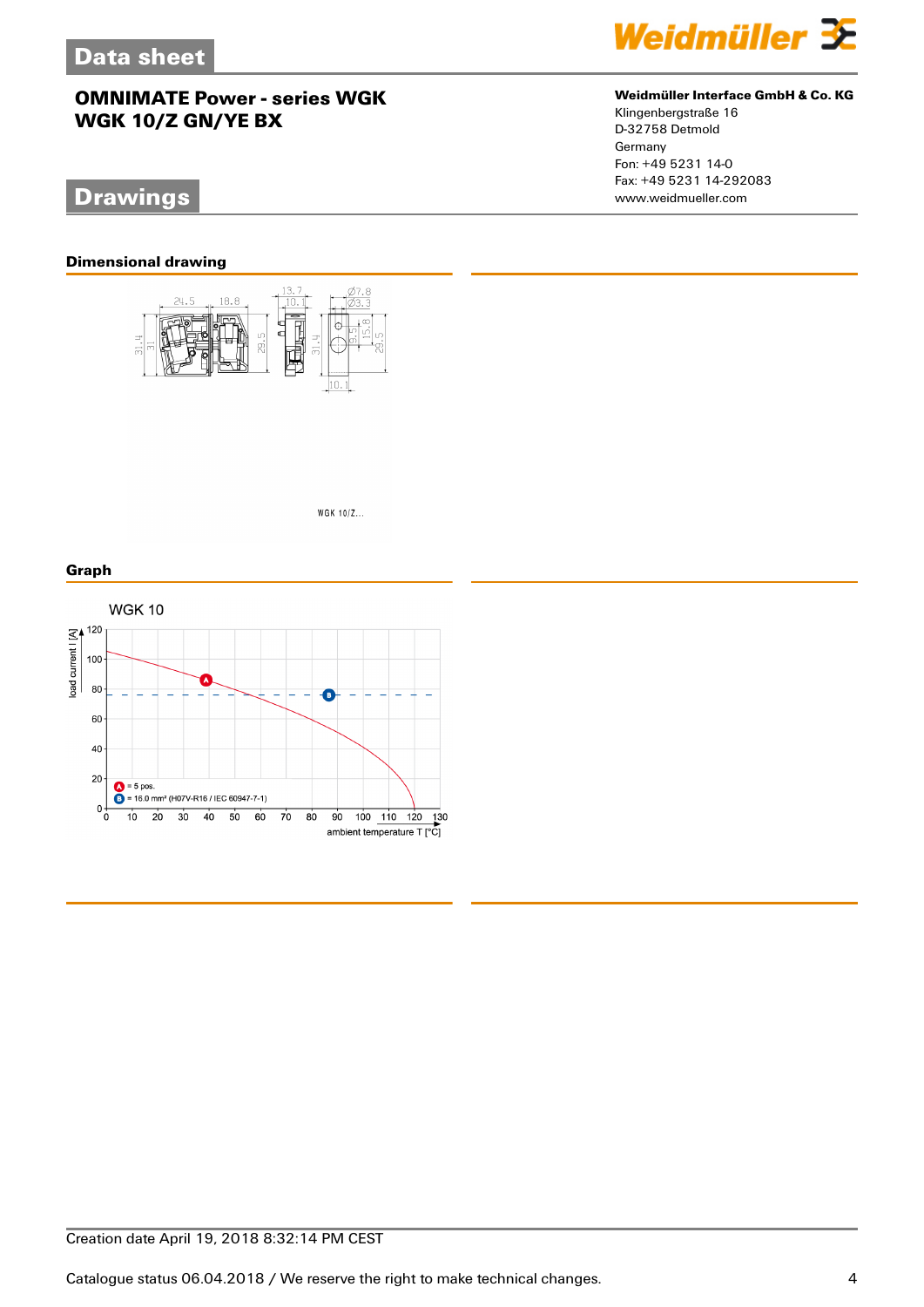## Data sheet

### OMNIMATE Power - series WGK
### WGK 10/Z GN/YE BX

**Weidmüller Interface GmbH & Co. KG**
Klingenbergstraße 16
D-32758 Detmold
Germany
Fon: +49 5231 14-0
Fax: +49 5231 14-292083
www.weidmueller.com

## Drawings

### Dimensional drawing

24.5
18.8
13.7
10.1
Ø7.8
Ø3.3
31.4
31
29.5
31.4
9.5
15.8
29.5
10.1
WGK 10/Z...

### Graph

WGK 10

load current I [A]
120
100
80
60
40
20
0

0 10 20 30 40 50 60 70 80 90 100 110 120 130
ambient temperature T [°C]

A = 5 pos.
B = 16.0 mm² (H07V-R16 / IEC 60947-7-1)

Creation date April 19, 2018 8:32:14 PM CEST

Catalogue status 06.04.2018 / We reserve the right to make technical changes.